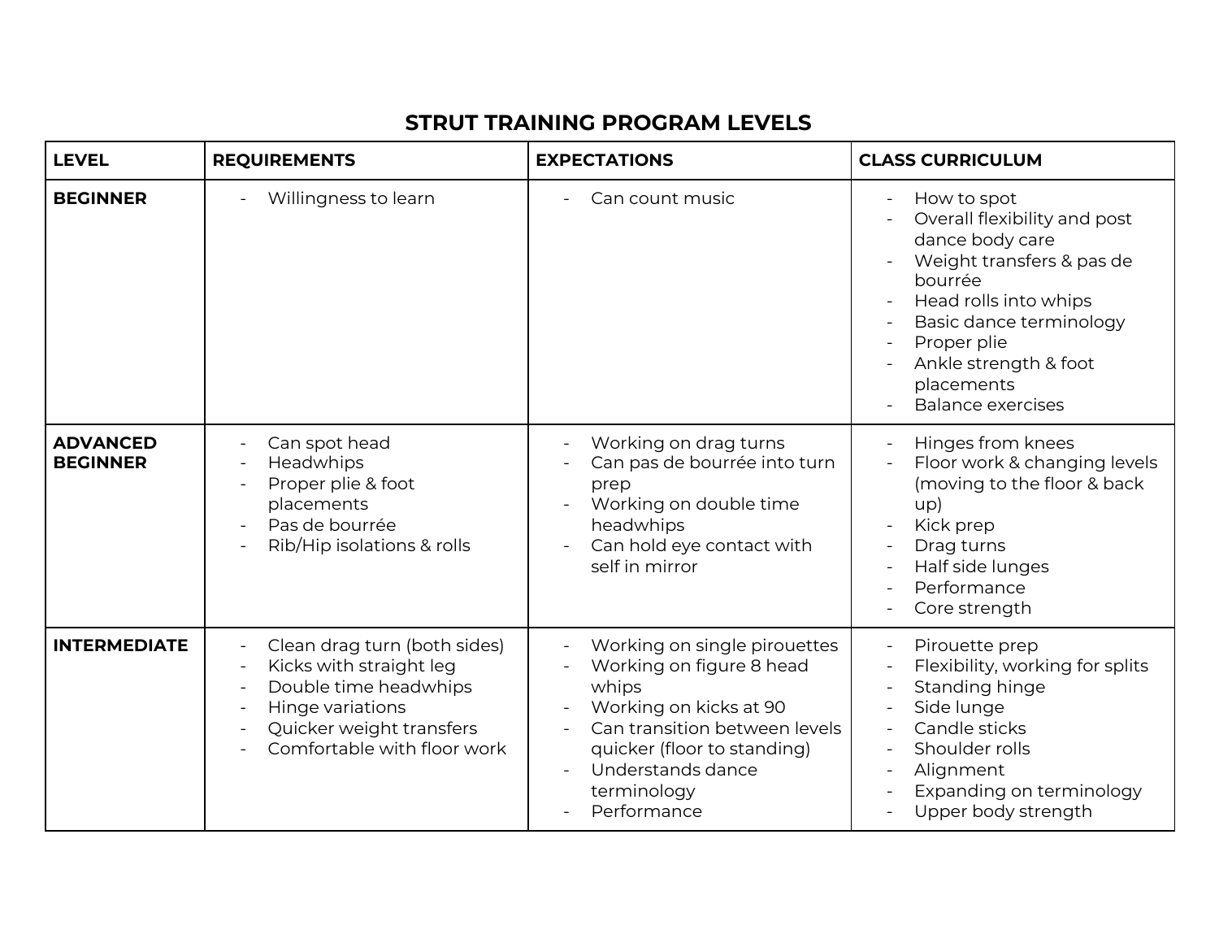# STRUT TRAINING PROGRAM LEVELS

| LEVEL | REQUIREMENTS | EXPECTATIONS | CLASS CURRICULUM |
|---|---|---|---|
| **BEGINNER** | - Willingness to learn | - Can count music | - How to spot<br>- Overall flexibility and post dance body care<br>- Weight transfers & pas de bourrée<br>- Head rolls into whips<br>- Basic dance terminology<br>- Proper plie<br>- Ankle strength & foot placements<br>- Balance exercises |
| **ADVANCED BEGINNER** | - Can spot head<br>- Headwhips<br>- Proper plie & foot placements<br>- Pas de bourrée<br>- Rib/Hip isolations & rolls | - Working on drag turns<br>- Can pas de bourrée into turn prep<br>- Working on double time headwhips<br>- Can hold eye contact with self in mirror | - Hinges from knees<br>- Floor work & changing levels (moving to the floor & back up)<br>- Kick prep<br>- Drag turns<br>- Half side lunges<br>- Performance<br>- Core strength |
| **INTERMEDIATE** | - Clean drag turn (both sides)<br>- Kicks with straight leg<br>- Double time headwhips<br>- Hinge variations<br>- Quicker weight transfers<br>- Comfortable with floor work | - Working on single pirouettes<br>- Working on figure 8 head whips<br>- Working on kicks at 90<br>- Can transition between levels quicker (floor to standing)<br>- Understands dance terminology<br>- Performance | - Pirouette prep<br>- Flexibility, working for splits<br>- Standing hinge<br>- Side lunge<br>- Candle sticks<br>- Shoulder rolls<br>- Alignment<br>- Expanding on terminology<br>- Upper body strength |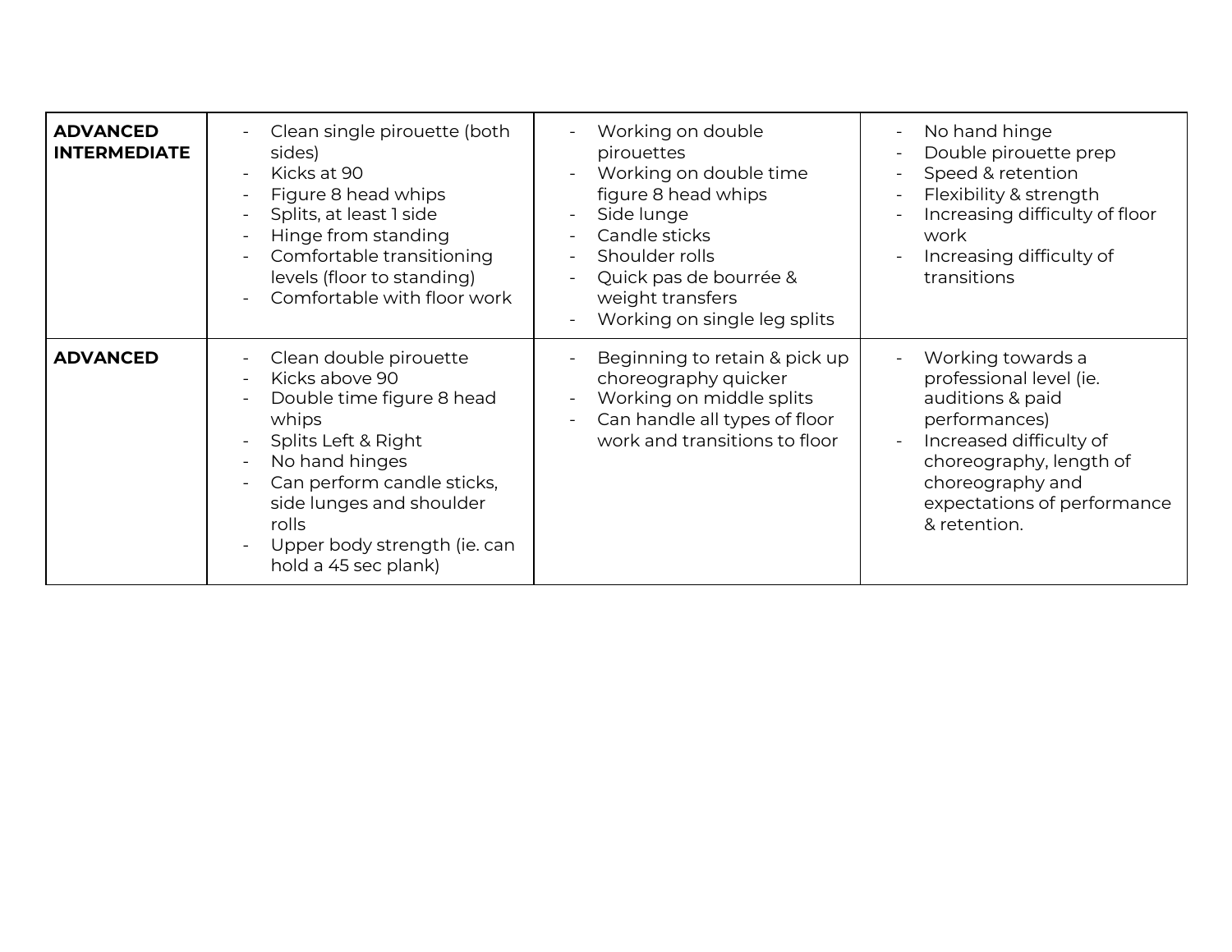| | | | |
|---|---|---|---|
| **ADVANCED INTERMEDIATE** | - Clean single pirouette (both sides)<br>- Kicks at 90<br>- Figure 8 head whips<br>- Splits, at least 1 side<br>- Hinge from standing<br>- Comfortable transitioning levels (floor to standing)<br>- Comfortable with floor work | - Working on double pirouettes<br>- Working on double time figure 8 head whips<br>- Side lunge<br>- Candle sticks<br>- Shoulder rolls<br>- Quick pas de bourrée & weight transfers<br>- Working on single leg splits | - No hand hinge<br>- Double pirouette prep<br>- Speed & retention<br>- Flexibility & strength<br>- Increasing difficulty of floor work<br>- Increasing difficulty of transitions |
| **ADVANCED** | - Clean double pirouette<br>- Kicks above 90<br>- Double time figure 8 head whips<br>- Splits Left & Right<br>- No hand hinges<br>- Can perform candle sticks, side lunges and shoulder rolls<br>- Upper body strength (ie. can hold a 45 sec plank) | - Beginning to retain & pick up choreography quicker<br>- Working on middle splits<br>- Can handle all types of floor work and transitions to floor | - Working towards a professional level (ie. auditions & paid performances)<br>- Increased difficulty of choreography, length of choreography and expectations of performance & retention. |